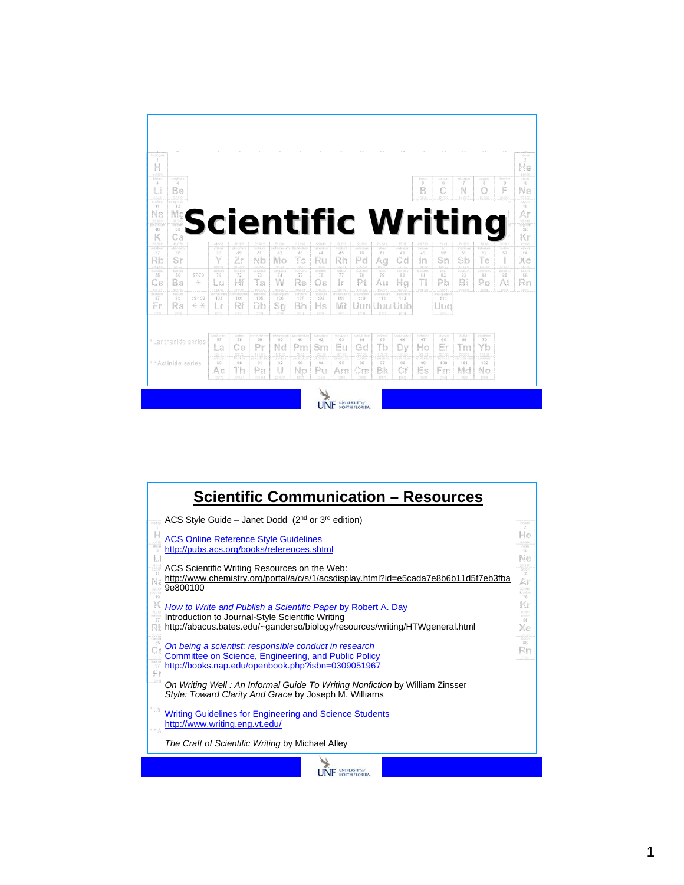# Scientific Writing

## Scientific Communication – Resources

ACS Style Guide – Janet Dodd ($2^{nd}$ or $3^{rd}$ edition)

ACS Online Reference Style Guidelines
http://pubs.acs.org/books/references.shtml

ACS Scientific Writing Resources on the Web:
http://www.chemistry.org/portal/a/c/s/1/acsdisplay.html?id=e5cada7e8b6b11d5f7eb3fba9e800100

*How to Write and Publish a Scientific Paper* by Robert A. Day
Introduction to Journal-Style Scientific Writing
http://abacus.bates.edu/~ganderso/biology/resources/writing/HTWgeneral.html

*On being a scientist: responsible conduct in research*
Committee on Science, Engineering, and Public Policy
http://books.nap.edu/openbook.php?isbn=0309051967

*On Writing Well : An Informal Guide To Writing Nonfiction* by William Zinsser
*Style: Toward Clarity And Grace* by Joseph M. Williams

Writing Guidelines for Engineering and Science Students
http://www.writing.eng.vt.edu/

*The Craft of Scientific Writing* by Michael Alley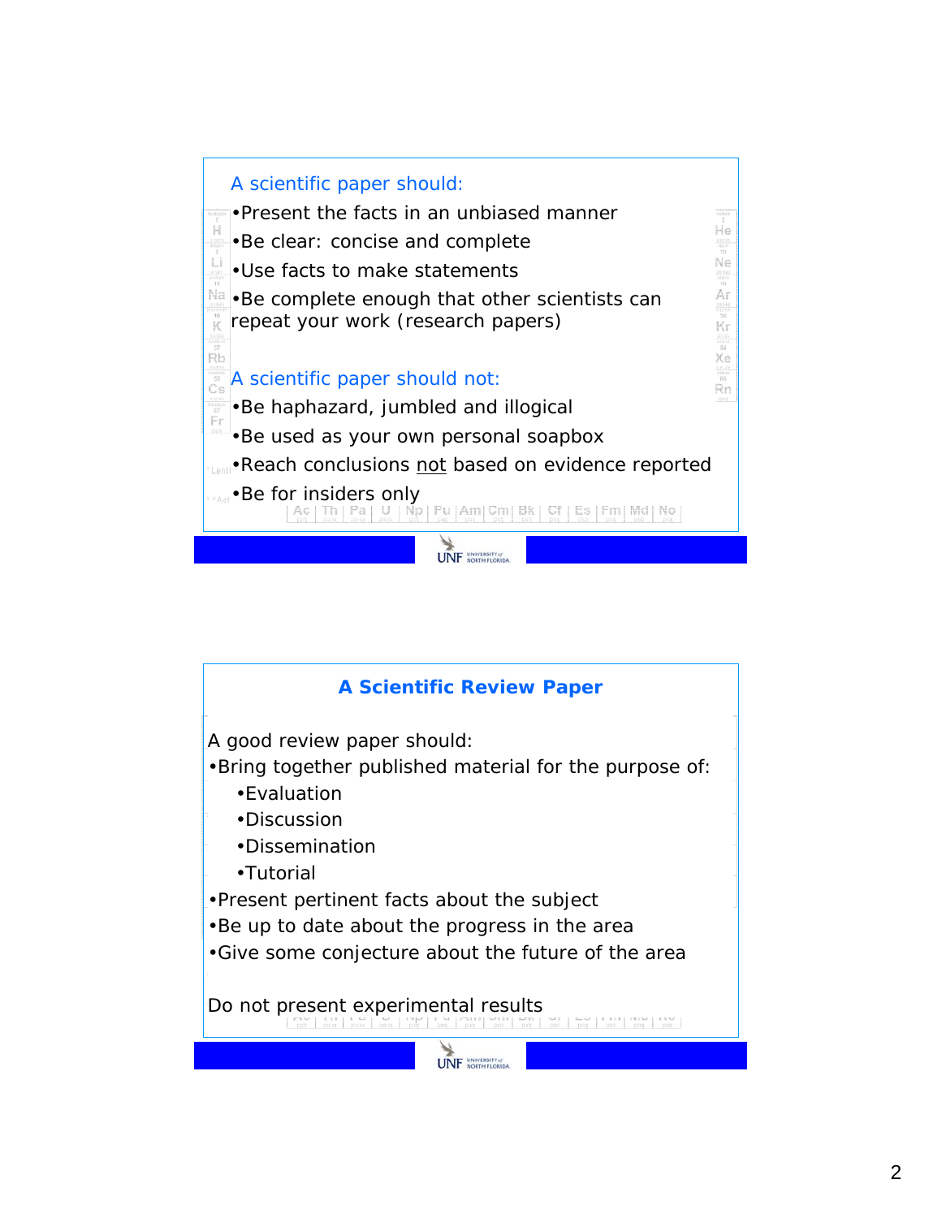A scientific paper should:

- Present the facts in an unbiased manner
- Be clear: concise and complete
- Use facts to make statements
- Be complete enough that other scientists can repeat your work (research papers)

A scientific paper should not:

- Be haphazard, jumbled and illogical
- Be used as your own personal soapbox
- Reach conclusions not based on evidence reported
- Be for insiders only

## A Scientific Review Paper

A good review paper should:

- Bring together published material for the purpose of:
    - Evaluation
    - Discussion
    - Dissemination
    - Tutorial
- Present pertinent facts about the subject
- Be up to date about the progress in the area
- Give some conjecture about the future of the area

Do not present experimental results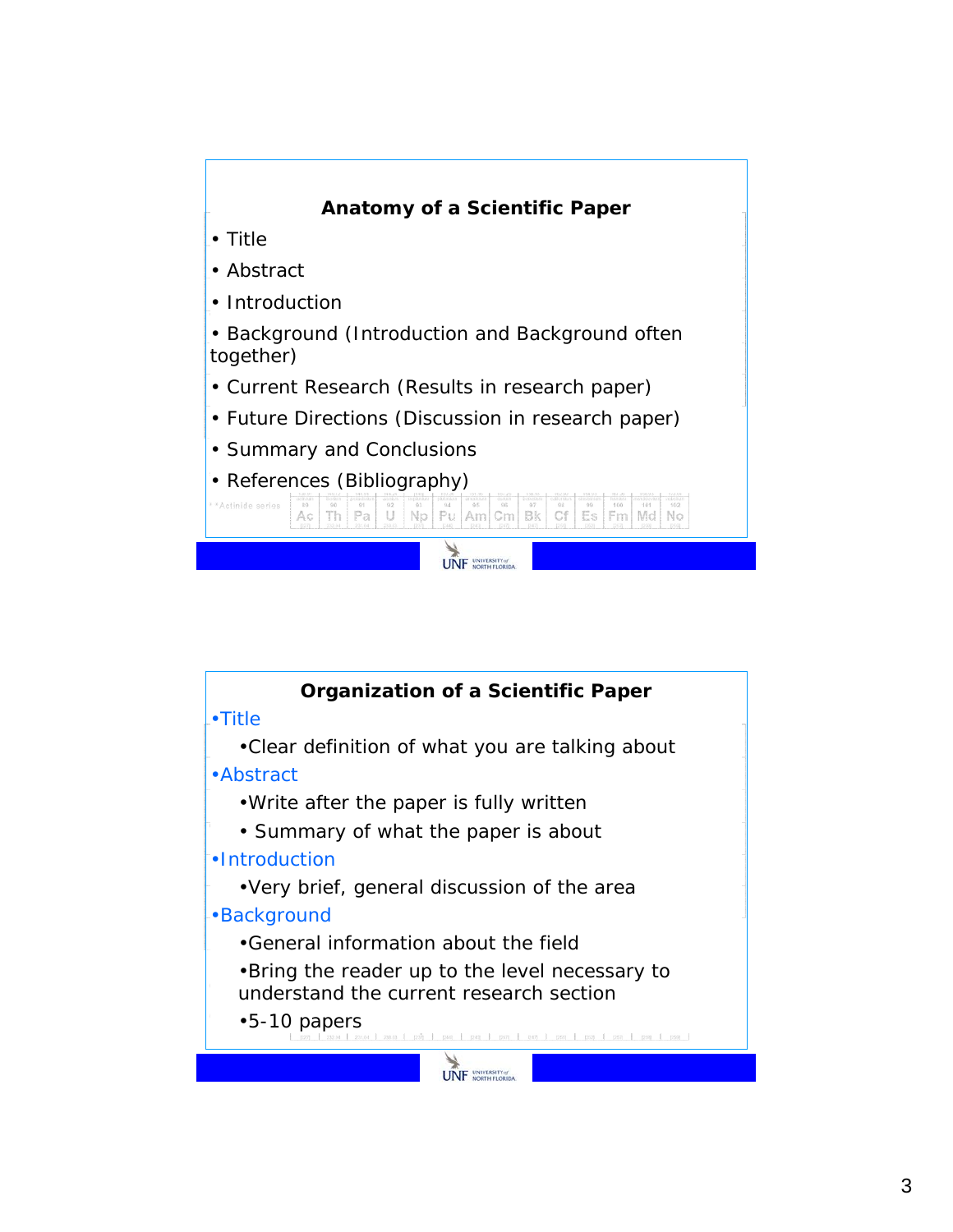## Anatomy of a Scientific Paper

- Title
- Abstract
- Introduction
- Background (Introduction and Background often together)
- Current Research (Results in research paper)
- Future Directions (Discussion in research paper)
- Summary and Conclusions
- References (Bibliography)

## Organization of a Scientific Paper

- Title
  - Clear definition of what you are talking about
- Abstract
  - Write after the paper is fully written
  - Summary of what the paper is about
- Introduction
  - Very brief, general discussion of the area
- Background
  - General information about the field
  - Bring the reader up to the level necessary to understand the current research section
  - 5-10 papers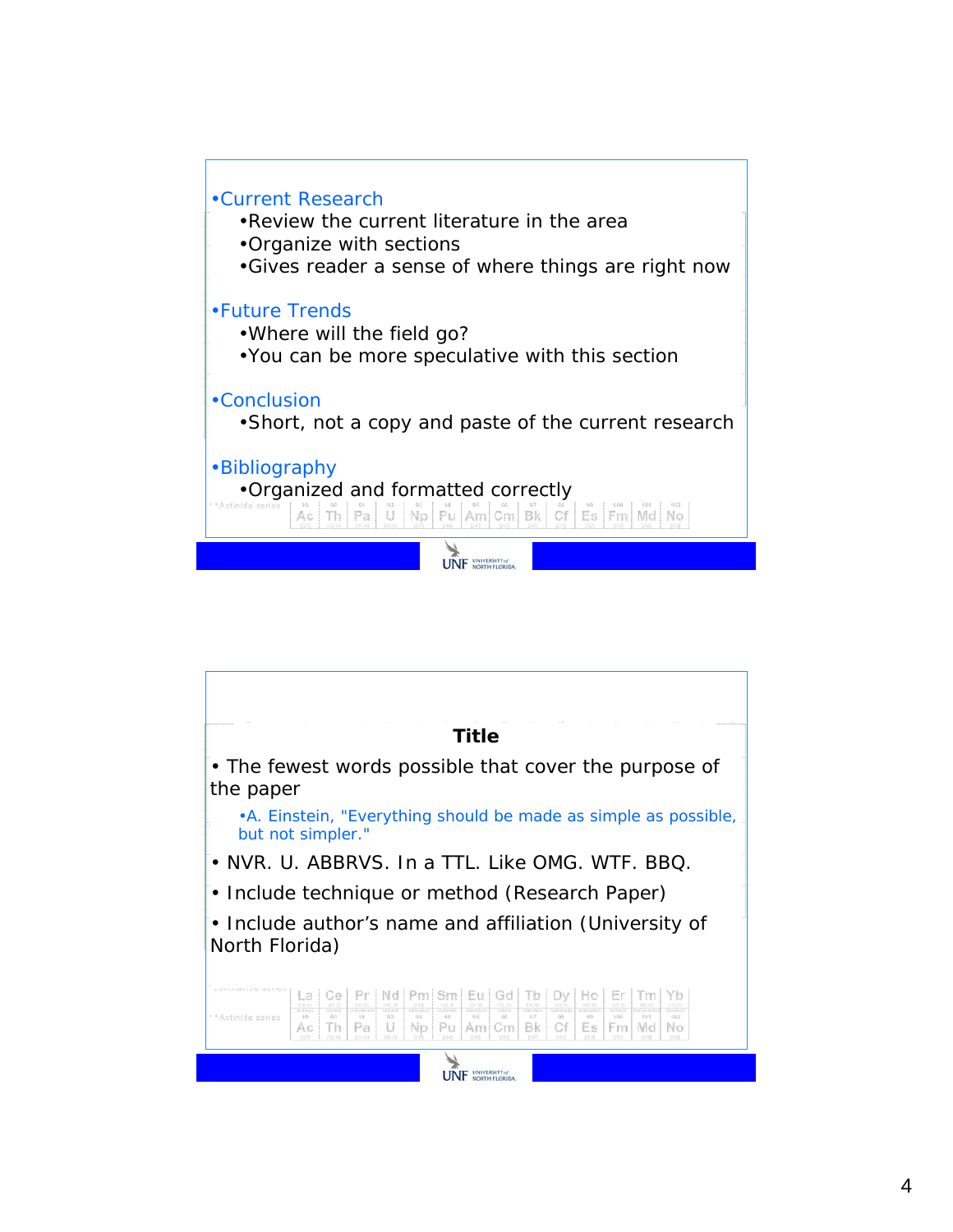- Current Research
  - Review the current literature in the area
  - Organize with sections
  - Gives reader a sense of where things are right now
- Future Trends
  - Where will the field go?
  - You can be more speculative with this section
- Conclusion
  - Short, not a copy and paste of the current research
- Bibliography
  - Organized and formatted correctly

## Title

- The fewest words possible that cover the purpose of the paper
  - A. Einstein, "Everything should be made as simple as possible, but not simpler."
- NVR. U. ABBRVS. In a TTL. Like OMG. WTF. BBQ.
- Include technique or method (Research Paper)
- Include author's name and affiliation (University of North Florida)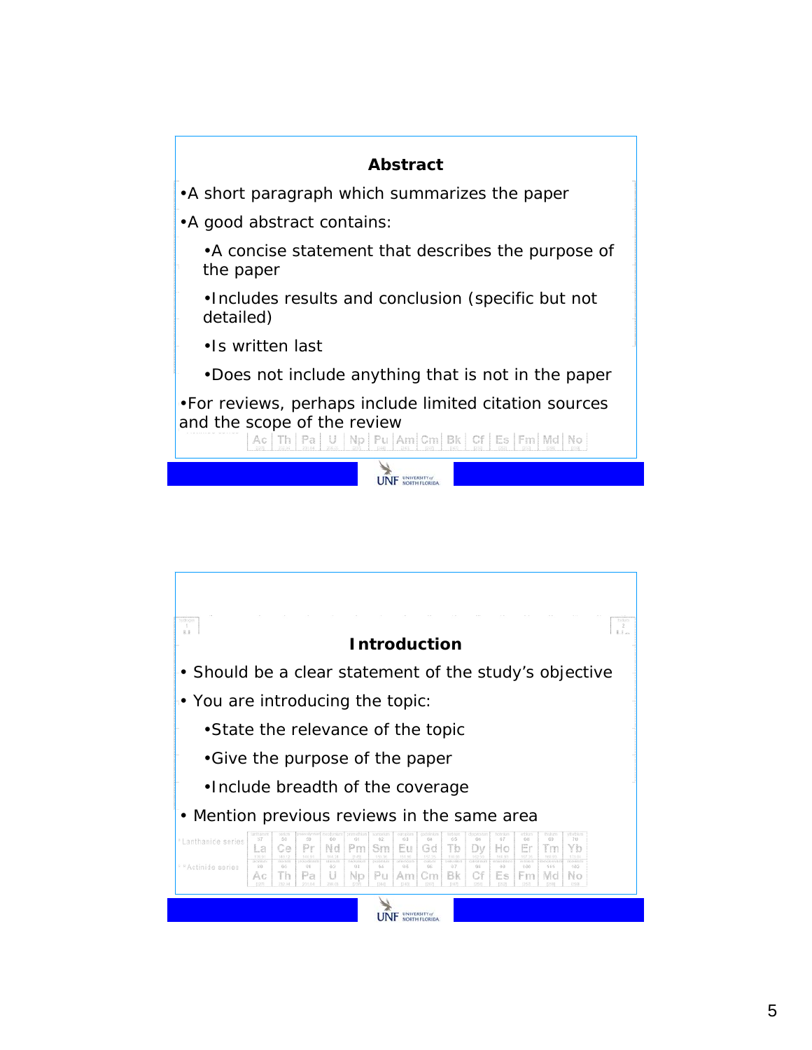## Abstract

- A short paragraph which summarizes the paper
- A good abstract contains:
  - A concise statement that describes the purpose of the paper
  - Includes results and conclusion (specific but not detailed)
  - Is written last
  - Does not include anything that is not in the paper
- For reviews, perhaps include limited citation sources and the scope of the review

## Introduction

- Should be a clear statement of the study's objective
- You are introducing the topic:
  - State the relevance of the topic
  - Give the purpose of the paper
  - Include breadth of the coverage
- Mention previous reviews in the same area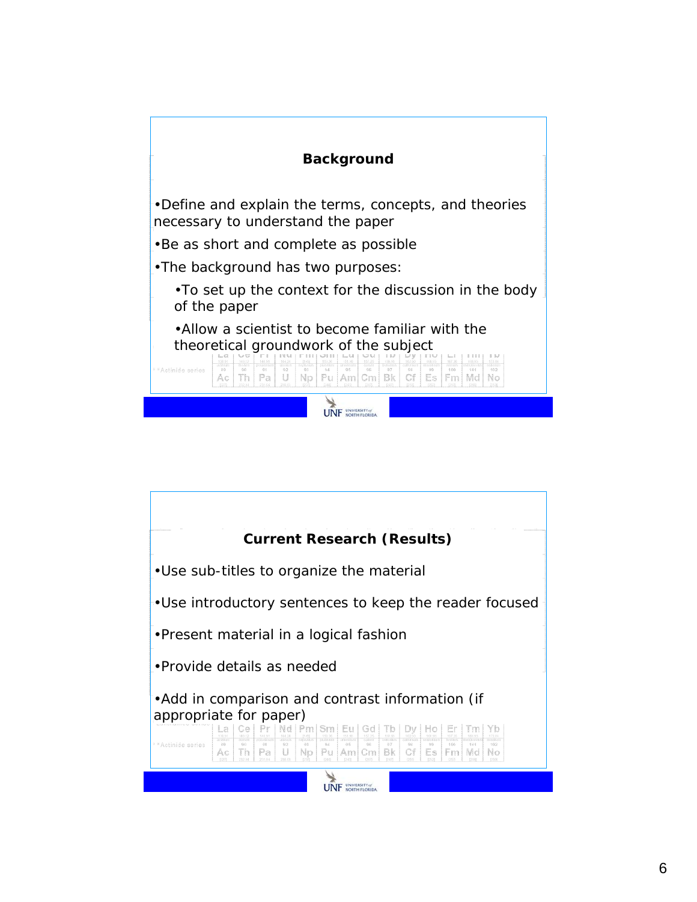## Background

- Define and explain the terms, concepts, and theories necessary to understand the paper
- Be as short and complete as possible
- The background has two purposes:
  - To set up the context for the discussion in the body of the paper
  - Allow a scientist to become familiar with the theoretical groundwork of the subject

## Current Research (Results)

- Use sub-titles to organize the material
- Use introductory sentences to keep the reader focused
- Present material in a logical fashion
- Provide details as needed
- Add in comparison and contrast information (if appropriate for paper)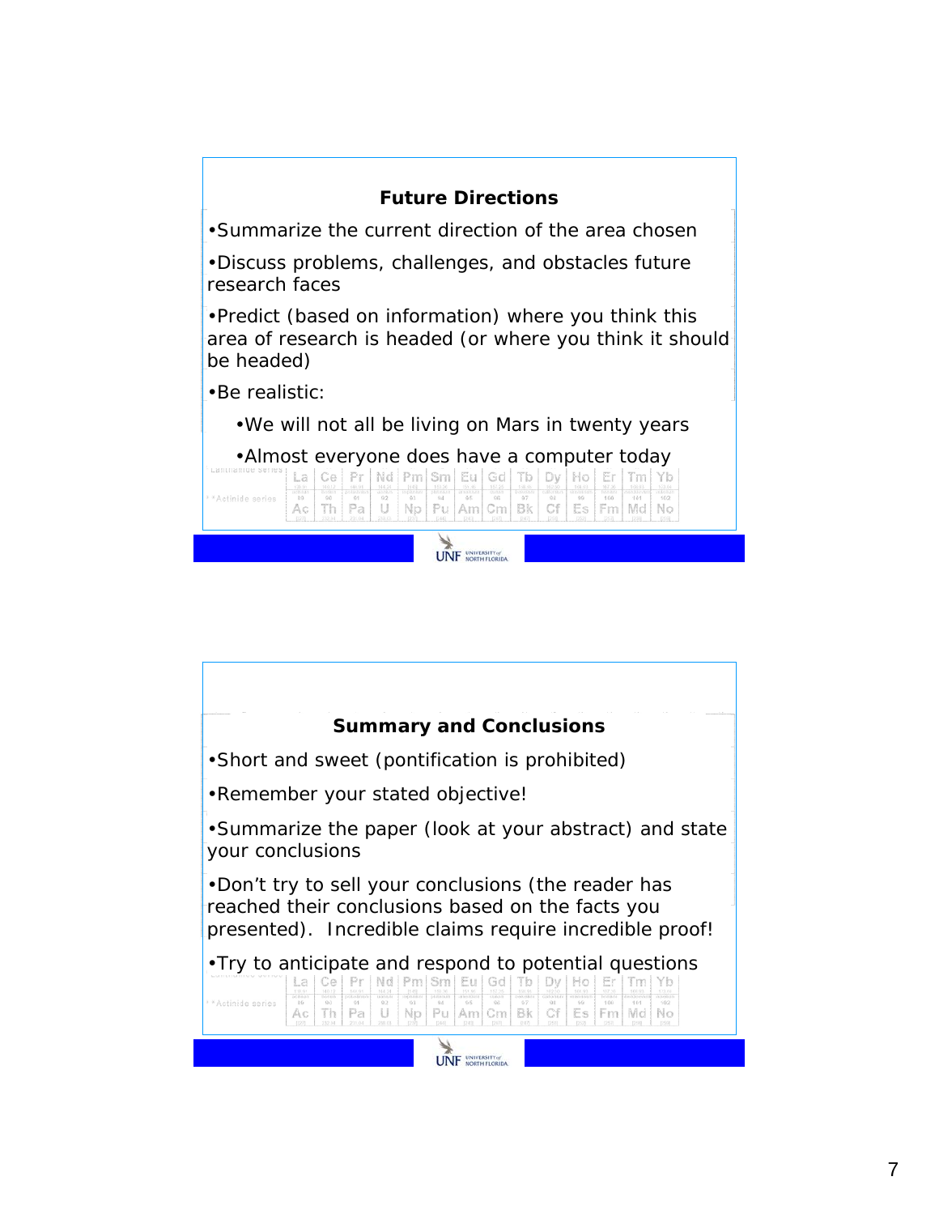## Future Directions

- Summarize the current direction of the area chosen
- Discuss problems, challenges, and obstacles future research faces
- Predict (based on information) where you think this area of research is headed (or where you think it should be headed)
- Be realistic:
  - We will not all be living on Mars in twenty years
  - Almost everyone does have a computer today

## Summary and Conclusions

- Short and sweet (pontification is prohibited)
- Remember your stated objective!
- Summarize the paper (look at your abstract) and state your conclusions
- Don’t try to sell your conclusions (the reader has reached their conclusions based on the facts you presented). Incredible claims require incredible proof!
- Try to anticipate and respond to potential questions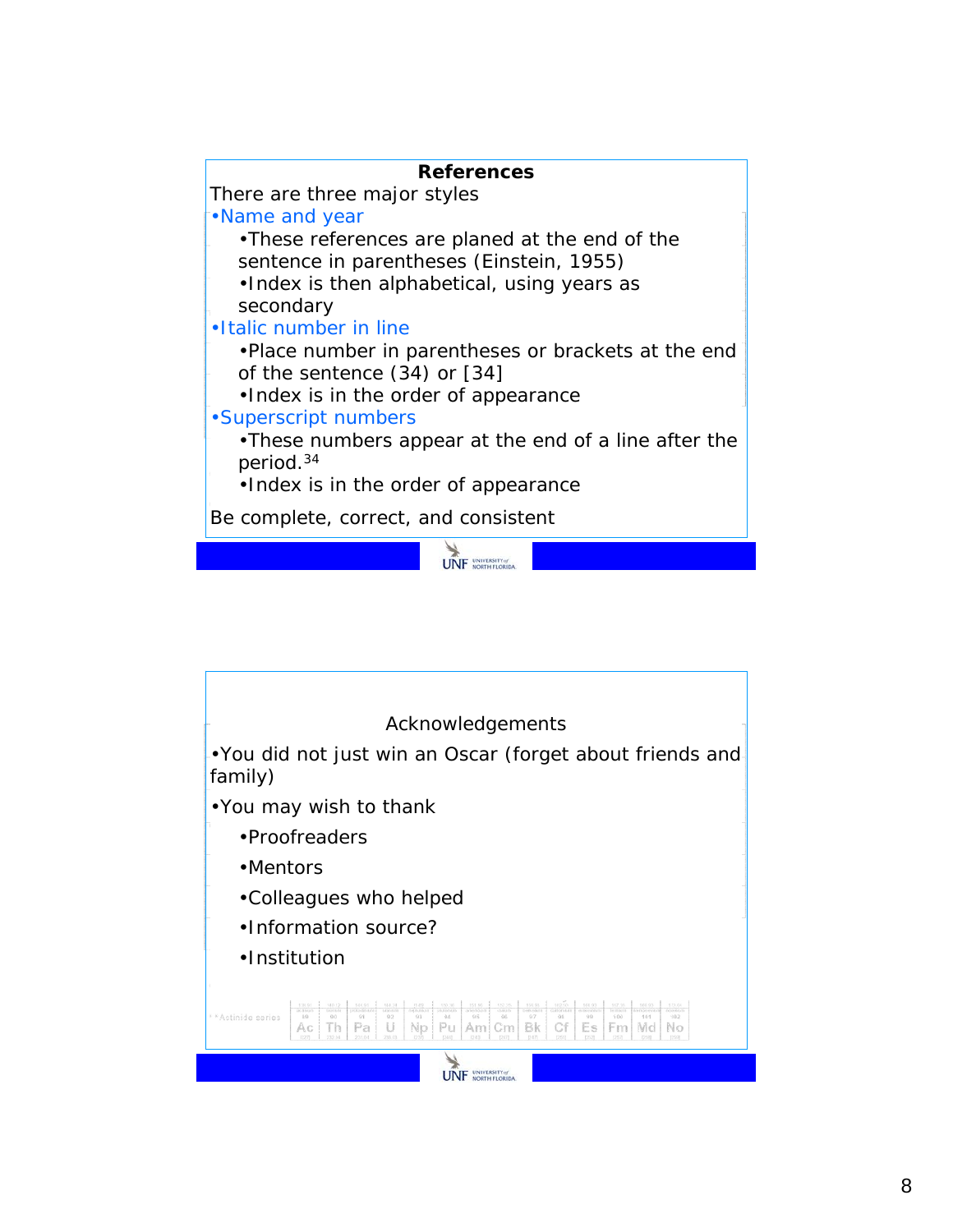## References

There are three major styles

- Name and year
  - These references are planed at the end of the sentence in parentheses (Einstein, 1955)
  - Index is then alphabetical, using years as secondary
- Italic number in line
  - Place number in parentheses or brackets at the end of the sentence (34) or [34]
  - Index is in the order of appearance
- Superscript numbers
  - These numbers appear at the end of a line after the period.[34]
  - Index is in the order of appearance

Be complete, correct, and consistent

## Acknowledgements

- You did not just win an Oscar (forget about friends and family)
- You may wish to thank
  - Proofreaders
  - Mentors
  - Colleagues who helped
  - Information source?
  - Institution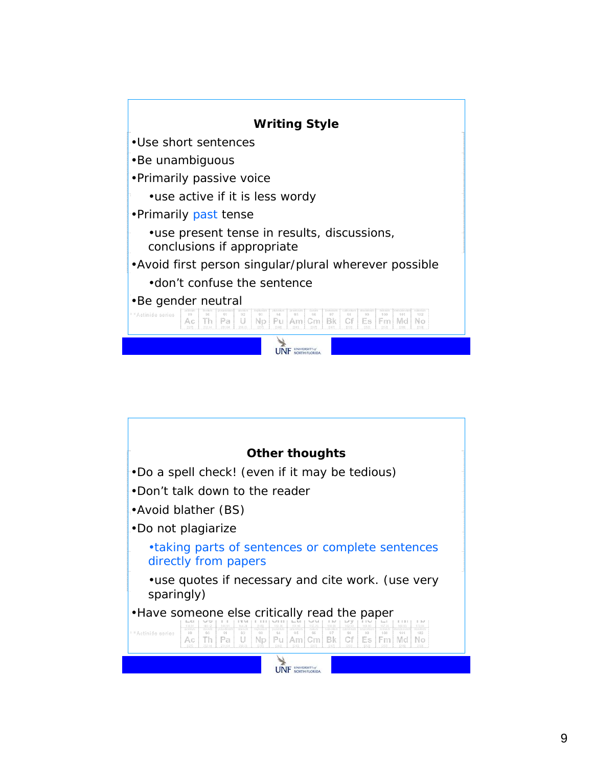## Writing Style

- Use short sentences
- Be unambiguous
- Primarily passive voice
  - use active if it is less wordy
- Primarily past tense
  - use present tense in results, discussions, conclusions if appropriate
- Avoid first person singular/plural wherever possible
  - don't confuse the sentence
- Be gender neutral

## Other thoughts

- Do a spell check! (even if it may be tedious)
- Don't talk down to the reader
- Avoid blather (BS)
- Do not plagiarize
  - taking parts of sentences or complete sentences directly from papers
  - use quotes if necessary and cite work. (use very sparingly)
- Have someone else critically read the paper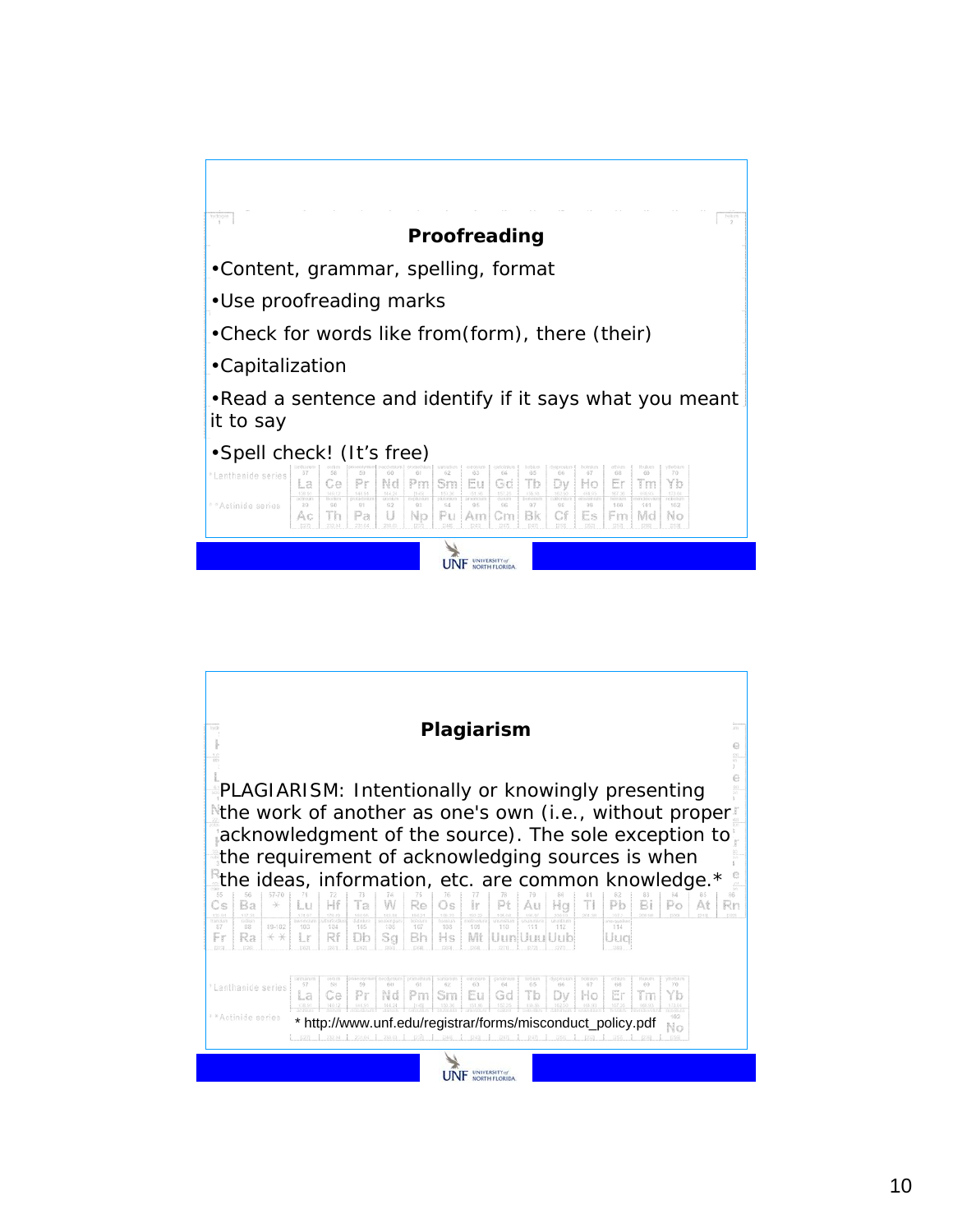## Proofreading

- Content, grammar, spelling, format
- Use proofreading marks
- Check for words like from(form), there (their)
- Capitalization
- Read a sentence and identify if it says what you meant it to say
- Spell check! (It's free)

## Plagiarism

PLAGIARISM: Intentionally or knowingly presenting the work of another as one's own (i.e., without proper acknowledgment of the source). The sole exception to the requirement of acknowledging sources is when the ideas, information, etc. are common knowledge.*

* http://www.unf.edu/registrar/forms/misconduct_policy.pdf